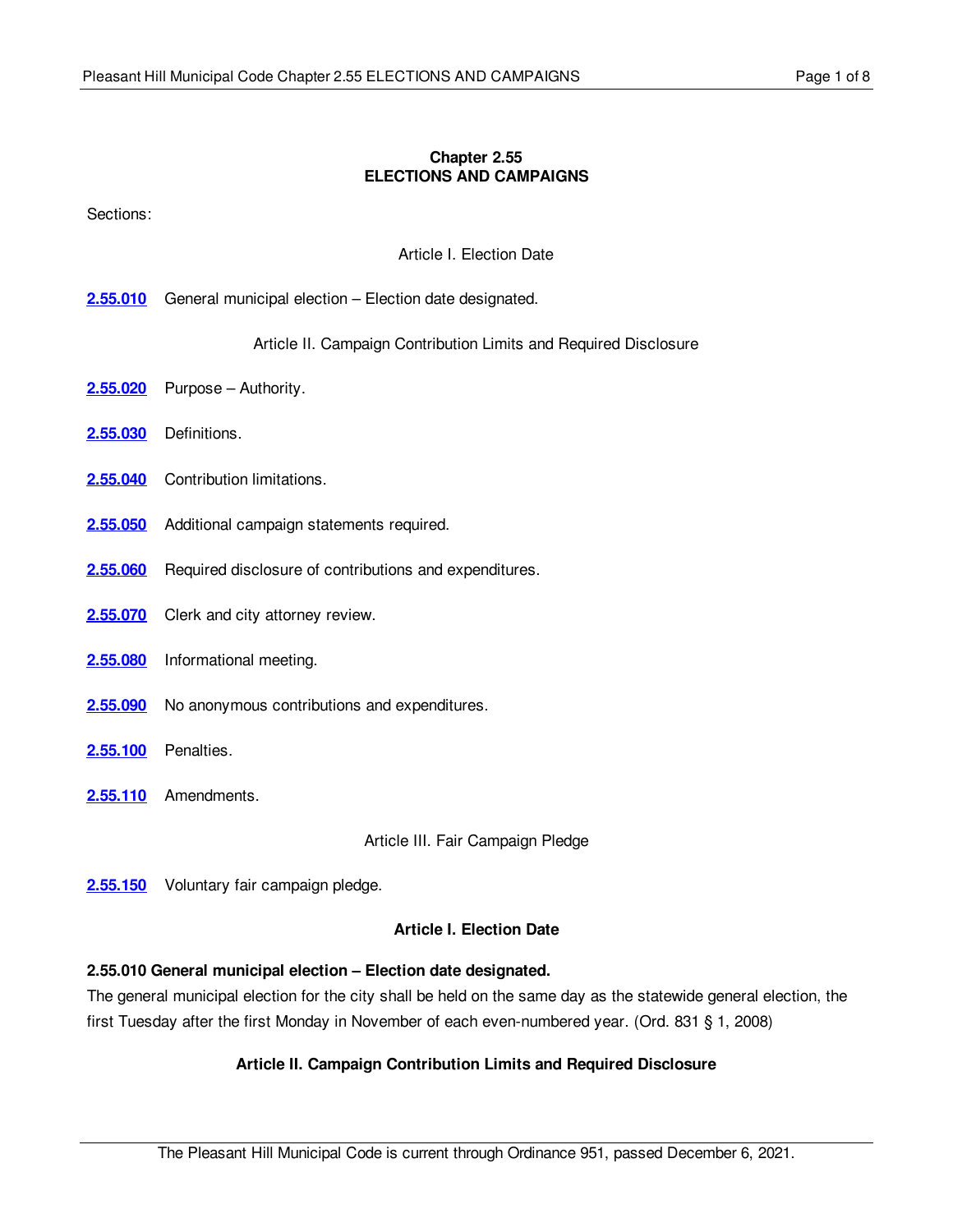# Chapter 2.55
# ELECTIONS AND CAMPAIGNS

Sections:

Article I. Election Date

**2.55.010** General municipal election – Election date designated.

Article II. Campaign Contribution Limits and Required Disclosure

**2.55.020** Purpose – Authority.

**2.55.030** Definitions.

**2.55.040** Contribution limitations.

**2.55.050** Additional campaign statements required.

**2.55.060** Required disclosure of contributions and expenditures.

**2.55.070** Clerk and city attorney review.

**2.55.080** Informational meeting.

**2.55.090** No anonymous contributions and expenditures.

**2.55.100** Penalties.

**2.55.110** Amendments.

Article III. Fair Campaign Pledge

**2.55.150** Voluntary fair campaign pledge.

## Article I. Election Date

### 2.55.010 General municipal election – Election date designated.

The general municipal election for the city shall be held on the same day as the statewide general election, the first Tuesday after the first Monday in November of each even-numbered year. (Ord. 831 § 1, 2008)

## Article II. Campaign Contribution Limits and Required Disclosure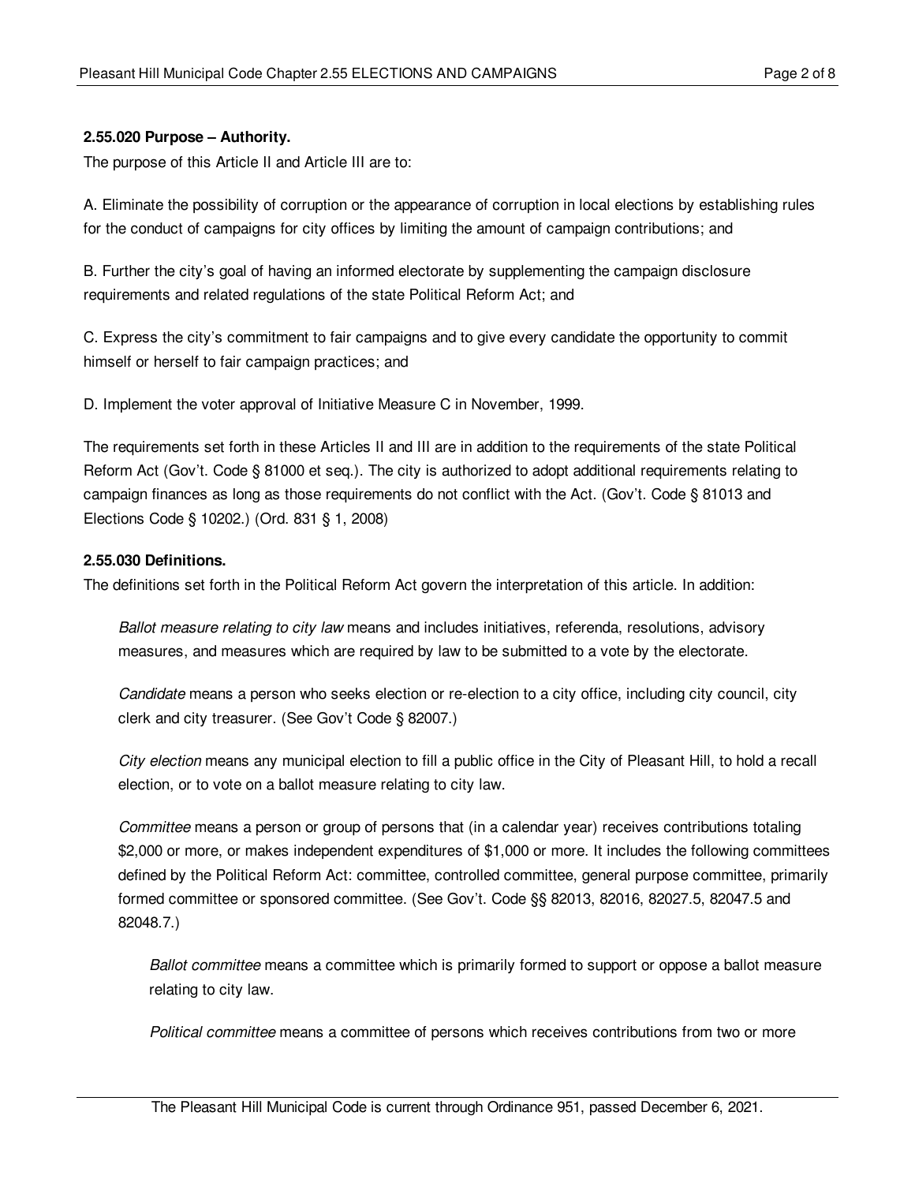**2.55.020 Purpose – Authority.**

The purpose of this Article II and Article III are to:

A. Eliminate the possibility of corruption or the appearance of corruption in local elections by establishing rules for the conduct of campaigns for city offices by limiting the amount of campaign contributions; and

B. Further the city's goal of having an informed electorate by supplementing the campaign disclosure requirements and related regulations of the state Political Reform Act; and

C. Express the city's commitment to fair campaigns and to give every candidate the opportunity to commit himself or herself to fair campaign practices; and

D. Implement the voter approval of Initiative Measure C in November, 1999.

The requirements set forth in these Articles II and III are in addition to the requirements of the state Political Reform Act (Gov't. Code § 81000 et seq.). The city is authorized to adopt additional requirements relating to campaign finances as long as those requirements do not conflict with the Act. (Gov't. Code § 81013 and Elections Code § 10202.) (Ord. 831 § 1, 2008)

**2.55.030 Definitions.**

The definitions set forth in the Political Reform Act govern the interpretation of this article. In addition:

*Ballot measure relating to city law* means and includes initiatives, referenda, resolutions, advisory measures, and measures which are required by law to be submitted to a vote by the electorate.

*Candidate* means a person who seeks election or re-election to a city office, including city council, city clerk and city treasurer. (See Gov't Code § 82007.)

*City election* means any municipal election to fill a public office in the City of Pleasant Hill, to hold a recall election, or to vote on a ballot measure relating to city law.

*Committee* means a person or group of persons that (in a calendar year) receives contributions totaling $2,000 or more, or makes independent expenditures of $1,000 or more. It includes the following committees defined by the Political Reform Act: committee, controlled committee, general purpose committee, primarily formed committee or sponsored committee. (See Gov't. Code §§ 82013, 82016, 82027.5, 82047.5 and 82048.7.)

*Ballot committee* means a committee which is primarily formed to support or oppose a ballot measure relating to city law.

*Political committee* means a committee of persons which receives contributions from two or more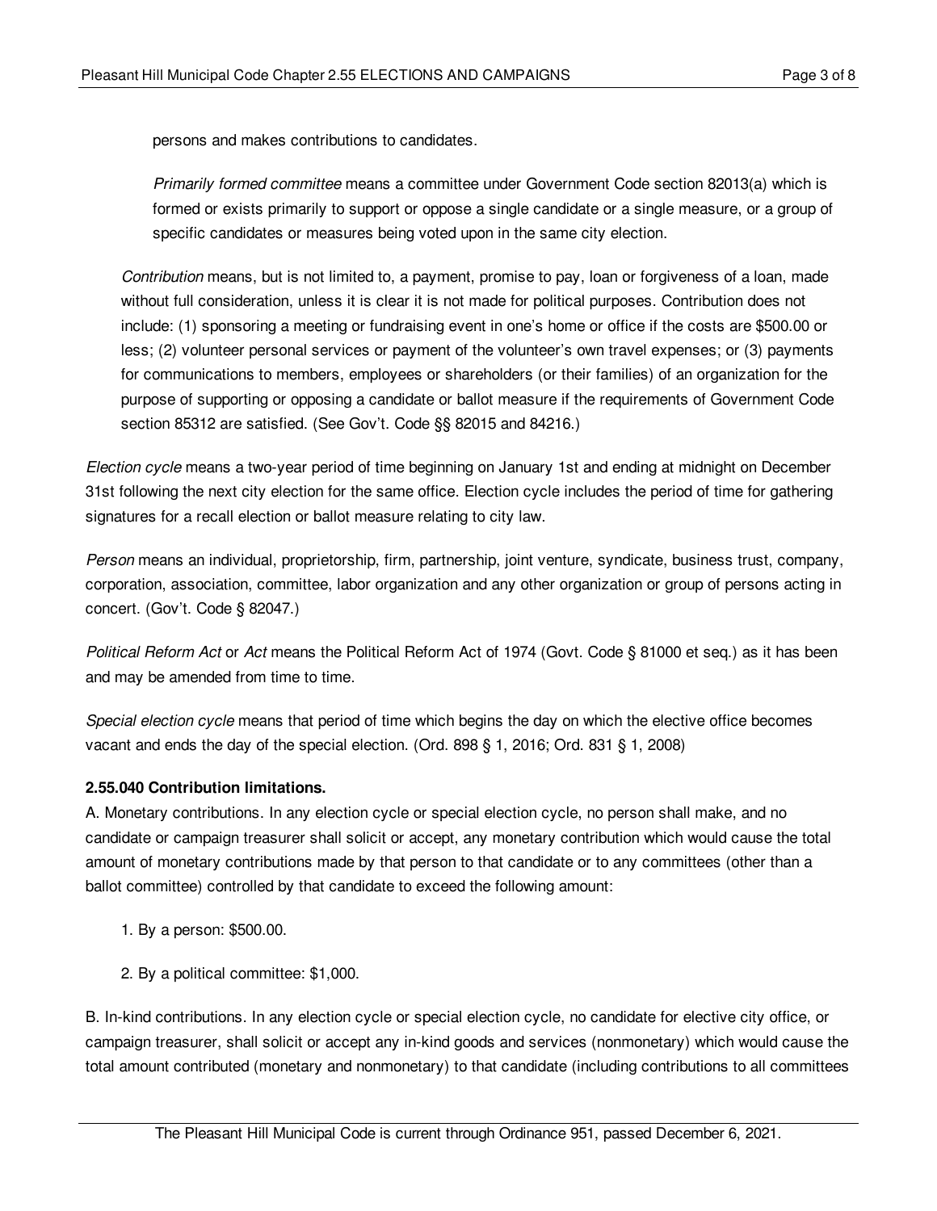persons and makes contributions to candidates.

*Primarily formed committee* means a committee under Government Code section 82013(a) which is formed or exists primarily to support or oppose a single candidate or a single measure, or a group of specific candidates or measures being voted upon in the same city election.

*Contribution* means, but is not limited to, a payment, promise to pay, loan or forgiveness of a loan, made without full consideration, unless it is clear it is not made for political purposes. Contribution does not include: (1) sponsoring a meeting or fundraising event in one's home or office if the costs are $500.00 or less; (2) volunteer personal services or payment of the volunteer's own travel expenses; or (3) payments for communications to members, employees or shareholders (or their families) of an organization for the purpose of supporting or opposing a candidate or ballot measure if the requirements of Government Code section 85312 are satisfied. (See Gov't. Code §§ 82015 and 84216.)

*Election cycle* means a two-year period of time beginning on January 1st and ending at midnight on December 31st following the next city election for the same office. Election cycle includes the period of time for gathering signatures for a recall election or ballot measure relating to city law.

*Person* means an individual, proprietorship, firm, partnership, joint venture, syndicate, business trust, company, corporation, association, committee, labor organization and any other organization or group of persons acting in concert. (Gov't. Code § 82047.)

*Political Reform Act* or *Act* means the Political Reform Act of 1974 (Govt. Code § 81000 et seq.) as it has been and may be amended from time to time.

*Special election cycle* means that period of time which begins the day on which the elective office becomes vacant and ends the day of the special election. (Ord. 898 § 1, 2016; Ord. 831 § 1, 2008)

**2.55.040 Contribution limitations.**

A. Monetary contributions. In any election cycle or special election cycle, no person shall make, and no candidate or campaign treasurer shall solicit or accept, any monetary contribution which would cause the total amount of monetary contributions made by that person to that candidate or to any committees (other than a ballot committee) controlled by that candidate to exceed the following amount:

1. By a person: $500.00.

2. By a political committee: $1,000.

B. In-kind contributions. In any election cycle or special election cycle, no candidate for elective city office, or campaign treasurer, shall solicit or accept any in-kind goods and services (nonmonetary) which would cause the total amount contributed (monetary and nonmonetary) to that candidate (including contributions to all committees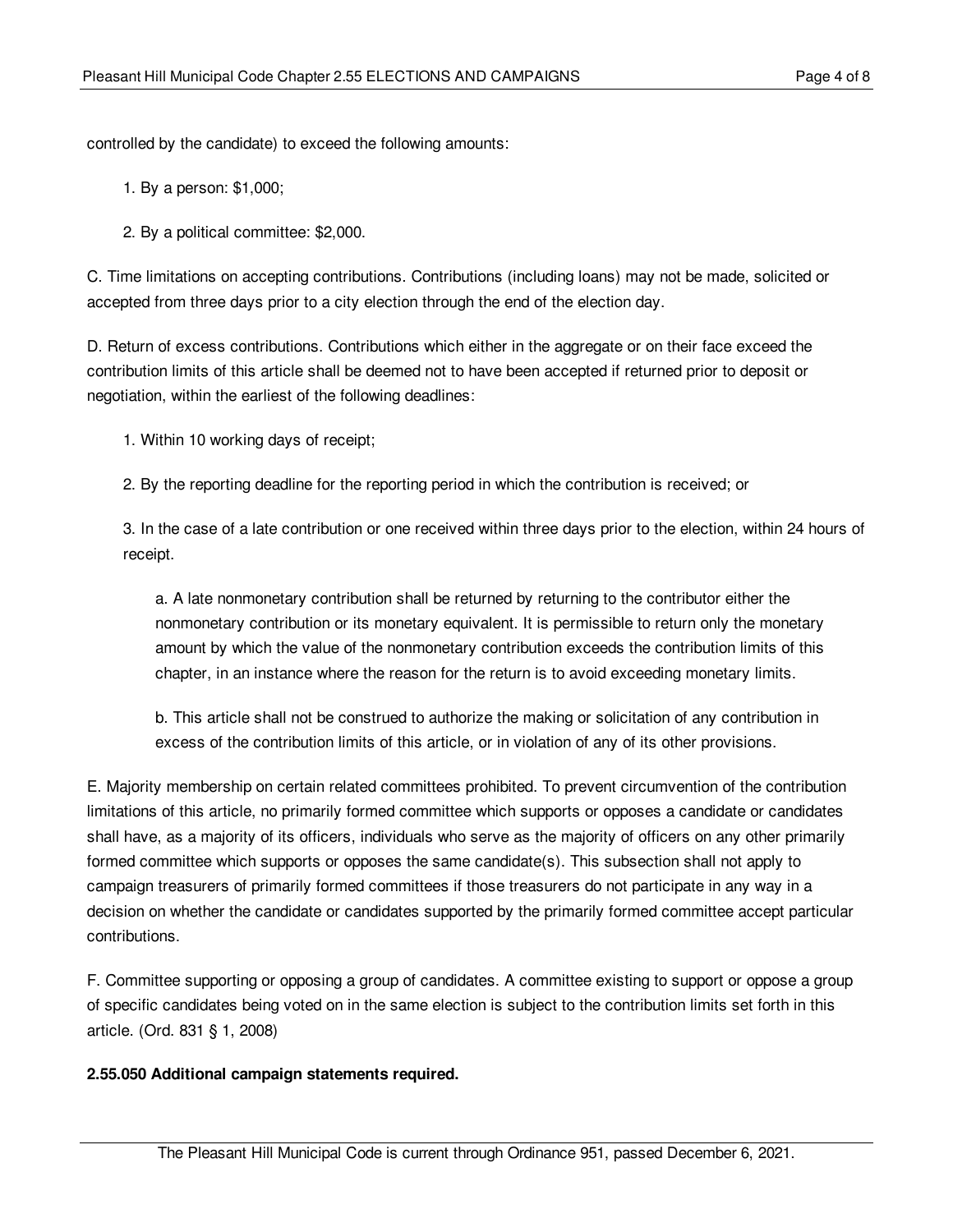controlled by the candidate) to exceed the following amounts:

1. By a person: $1,000;

2. By a political committee: $2,000.

C. Time limitations on accepting contributions. Contributions (including loans) may not be made, solicited or accepted from three days prior to a city election through the end of the election day.

D. Return of excess contributions. Contributions which either in the aggregate or on their face exceed the contribution limits of this article shall be deemed not to have been accepted if returned prior to deposit or negotiation, within the earliest of the following deadlines:

1. Within 10 working days of receipt;

2. By the reporting deadline for the reporting period in which the contribution is received; or

3. In the case of a late contribution or one received within three days prior to the election, within 24 hours of receipt.

   a. A late nonmonetary contribution shall be returned by returning to the contributor either the nonmonetary contribution or its monetary equivalent. It is permissible to return only the monetary amount by which the value of the nonmonetary contribution exceeds the contribution limits of this chapter, in an instance where the reason for the return is to avoid exceeding monetary limits.

   b. This article shall not be construed to authorize the making or solicitation of any contribution in excess of the contribution limits of this article, or in violation of any of its other provisions.

E. Majority membership on certain related committees prohibited. To prevent circumvention of the contribution limitations of this article, no primarily formed committee which supports or opposes a candidate or candidates shall have, as a majority of its officers, individuals who serve as the majority of officers on any other primarily formed committee which supports or opposes the same candidate(s). This subsection shall not apply to campaign treasurers of primarily formed committees if those treasurers do not participate in any way in a decision on whether the candidate or candidates supported by the primarily formed committee accept particular contributions.

F. Committee supporting or opposing a group of candidates. A committee existing to support or oppose a group of specific candidates being voted on in the same election is subject to the contribution limits set forth in this article. (Ord. 831 § 1, 2008)

**2.55.050 Additional campaign statements required.**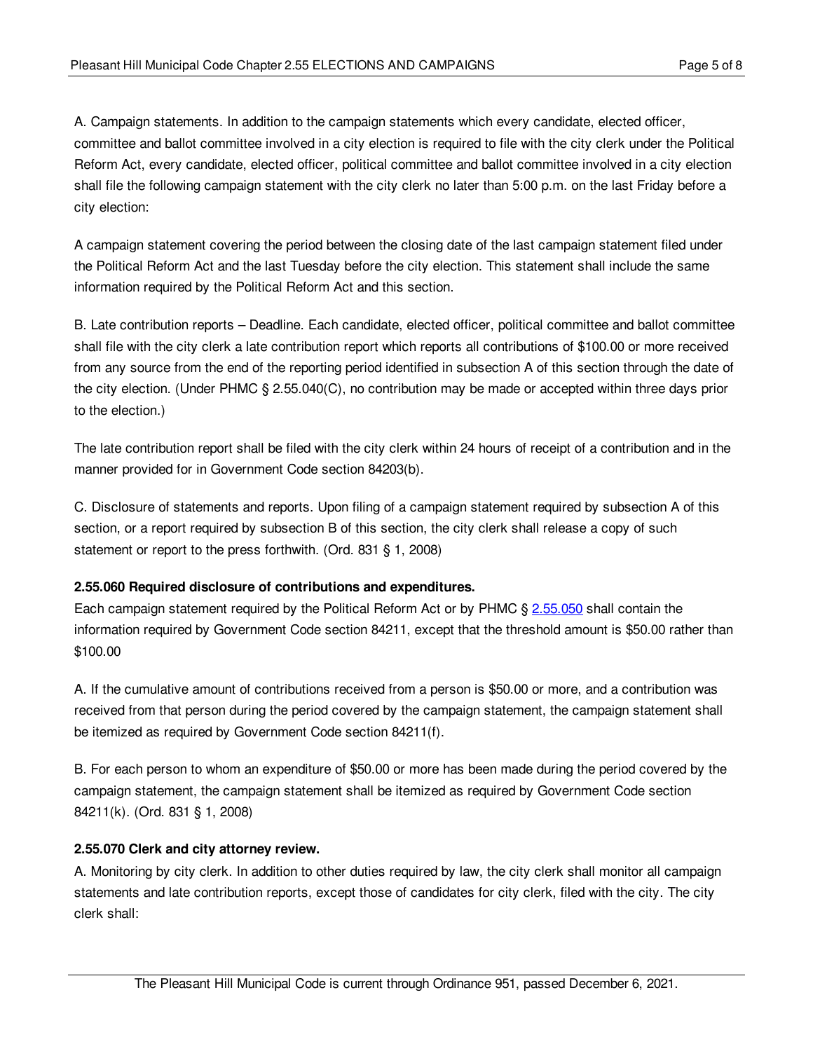A. Campaign statements. In addition to the campaign statements which every candidate, elected officer, committee and ballot committee involved in a city election is required to file with the city clerk under the Political Reform Act, every candidate, elected officer, political committee and ballot committee involved in a city election shall file the following campaign statement with the city clerk no later than 5:00 p.m. on the last Friday before a city election:

A campaign statement covering the period between the closing date of the last campaign statement filed under the Political Reform Act and the last Tuesday before the city election. This statement shall include the same information required by the Political Reform Act and this section.

B. Late contribution reports – Deadline. Each candidate, elected officer, political committee and ballot committee shall file with the city clerk a late contribution report which reports all contributions of $100.00 or more received from any source from the end of the reporting period identified in subsection A of this section through the date of the city election. (Under PHMC § 2.55.040(C), no contribution may be made or accepted within three days prior to the election.)

The late contribution report shall be filed with the city clerk within 24 hours of receipt of a contribution and in the manner provided for in Government Code section 84203(b).

C. Disclosure of statements and reports. Upon filing of a campaign statement required by subsection A of this section, or a report required by subsection B of this section, the city clerk shall release a copy of such statement or report to the press forthwith. (Ord. 831 § 1, 2008)

**2.55.060 Required disclosure of contributions and expenditures.**

Each campaign statement required by the Political Reform Act or by PHMC § 2.55.050 shall contain the information required by Government Code section 84211, except that the threshold amount is $50.00 rather than $100.00

A. If the cumulative amount of contributions received from a person is $50.00 or more, and a contribution was received from that person during the period covered by the campaign statement, the campaign statement shall be itemized as required by Government Code section 84211(f).

B. For each person to whom an expenditure of $50.00 or more has been made during the period covered by the campaign statement, the campaign statement shall be itemized as required by Government Code section 84211(k). (Ord. 831 § 1, 2008)

**2.55.070 Clerk and city attorney review.**

A. Monitoring by city clerk. In addition to other duties required by law, the city clerk shall monitor all campaign statements and late contribution reports, except those of candidates for city clerk, filed with the city. The city clerk shall: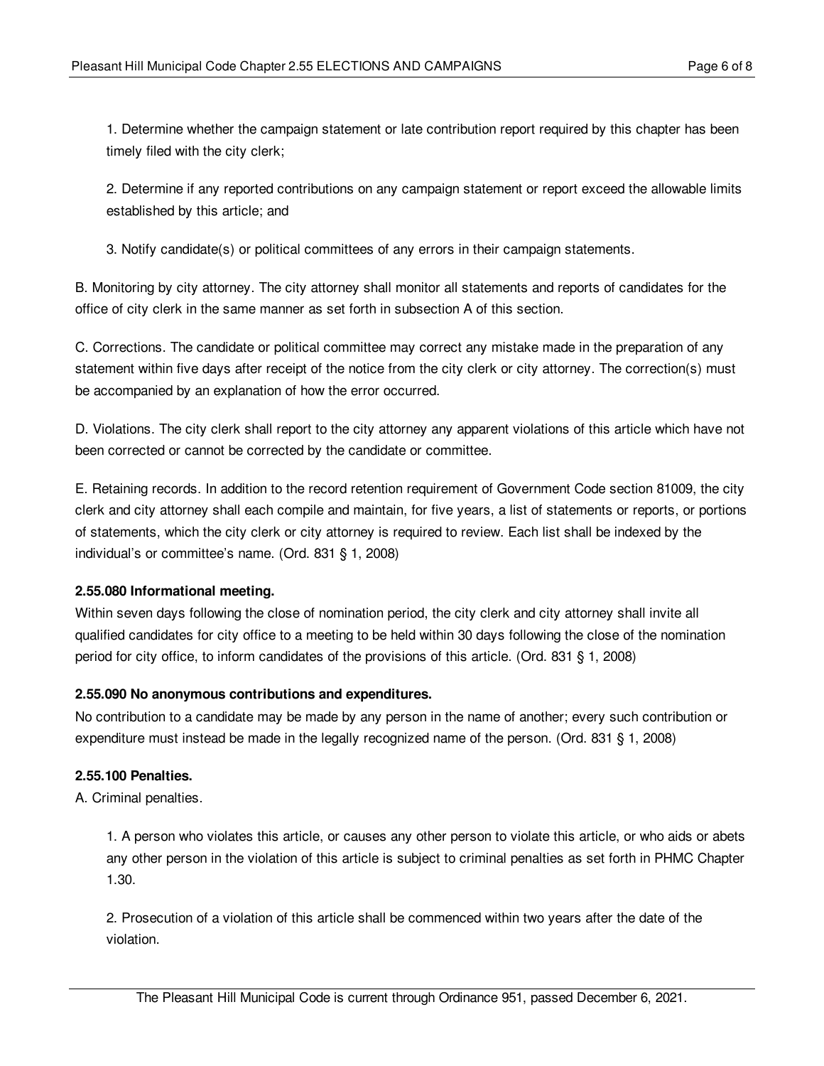1. Determine whether the campaign statement or late contribution report required by this chapter has been timely filed with the city clerk;

2. Determine if any reported contributions on any campaign statement or report exceed the allowable limits established by this article; and

3. Notify candidate(s) or political committees of any errors in their campaign statements.

B. Monitoring by city attorney. The city attorney shall monitor all statements and reports of candidates for the office of city clerk in the same manner as set forth in subsection A of this section.

C. Corrections. The candidate or political committee may correct any mistake made in the preparation of any statement within five days after receipt of the notice from the city clerk or city attorney. The correction(s) must be accompanied by an explanation of how the error occurred.

D. Violations. The city clerk shall report to the city attorney any apparent violations of this article which have not been corrected or cannot be corrected by the candidate or committee.

E. Retaining records. In addition to the record retention requirement of Government Code section 81009, the city clerk and city attorney shall each compile and maintain, for five years, a list of statements or reports, or portions of statements, which the city clerk or city attorney is required to review. Each list shall be indexed by the individual's or committee's name. (Ord. 831 § 1, 2008)

**2.55.080 Informational meeting.**

Within seven days following the close of nomination period, the city clerk and city attorney shall invite all qualified candidates for city office to a meeting to be held within 30 days following the close of the nomination period for city office, to inform candidates of the provisions of this article. (Ord. 831 § 1, 2008)

**2.55.090 No anonymous contributions and expenditures.**

No contribution to a candidate may be made by any person in the name of another; every such contribution or expenditure must instead be made in the legally recognized name of the person. (Ord. 831 § 1, 2008)

**2.55.100 Penalties.**

A. Criminal penalties.

1. A person who violates this article, or causes any other person to violate this article, or who aids or abets any other person in the violation of this article is subject to criminal penalties as set forth in PHMC Chapter 1.30.

2. Prosecution of a violation of this article shall be commenced within two years after the date of the violation.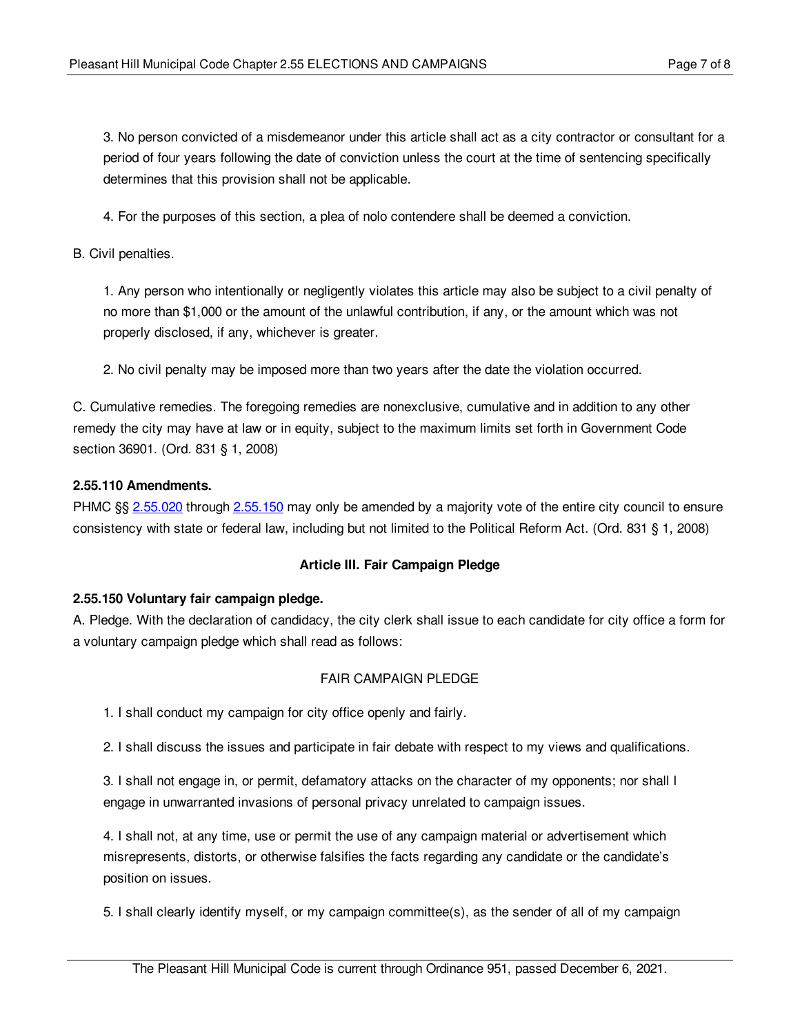3. No person convicted of a misdemeanor under this article shall act as a city contractor or consultant for a period of four years following the date of conviction unless the court at the time of sentencing specifically determines that this provision shall not be applicable.

4. For the purposes of this section, a plea of nolo contendere shall be deemed a conviction.

B. Civil penalties.

1. Any person who intentionally or negligently violates this article may also be subject to a civil penalty of no more than $1,000 or the amount of the unlawful contribution, if any, or the amount which was not properly disclosed, if any, whichever is greater.

2. No civil penalty may be imposed more than two years after the date the violation occurred.

C. Cumulative remedies. The foregoing remedies are nonexclusive, cumulative and in addition to any other remedy the city may have at law or in equity, subject to the maximum limits set forth in Government Code section 36901. (Ord. 831 § 1, 2008)

**2.55.110 Amendments.**
PHMC §§ 2.55.020 through 2.55.150 may only be amended by a majority vote of the entire city council to ensure consistency with state or federal law, including but not limited to the Political Reform Act. (Ord. 831 § 1, 2008)

## Article III. Fair Campaign Pledge

**2.55.150 Voluntary fair campaign pledge.**
A. Pledge. With the declaration of candidacy, the city clerk shall issue to each candidate for city office a form for a voluntary campaign pledge which shall read as follows:

FAIR CAMPAIGN PLEDGE

1. I shall conduct my campaign for city office openly and fairly.

2. I shall discuss the issues and participate in fair debate with respect to my views and qualifications.

3. I shall not engage in, or permit, defamatory attacks on the character of my opponents; nor shall I engage in unwarranted invasions of personal privacy unrelated to campaign issues.

4. I shall not, at any time, use or permit the use of any campaign material or advertisement which misrepresents, distorts, or otherwise falsifies the facts regarding any candidate or the candidate's position on issues.

5. I shall clearly identify myself, or my campaign committee(s), as the sender of all of my campaign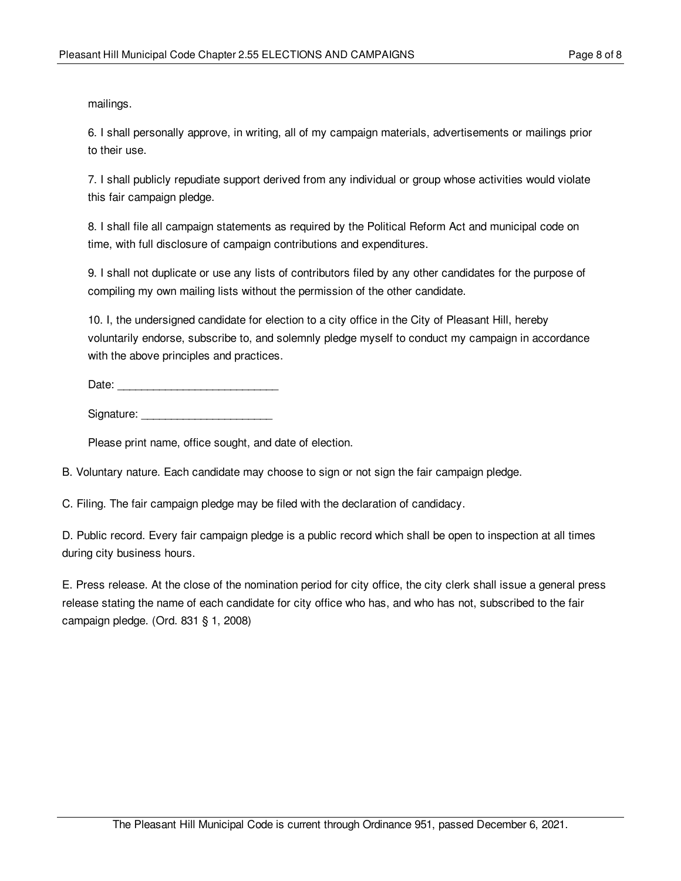mailings.

6. I shall personally approve, in writing, all of my campaign materials, advertisements or mailings prior to their use.

7. I shall publicly repudiate support derived from any individual or group whose activities would violate this fair campaign pledge.

8. I shall file all campaign statements as required by the Political Reform Act and municipal code on time, with full disclosure of campaign contributions and expenditures.

9. I shall not duplicate or use any lists of contributors filed by any other candidates for the purpose of compiling my own mailing lists without the permission of the other candidate.

10. I, the undersigned candidate for election to a city office in the City of Pleasant Hill, hereby voluntarily endorse, subscribe to, and solemnly pledge myself to conduct my campaign in accordance with the above principles and practices.

Date: ___________________________

Signature: ______________________

Please print name, office sought, and date of election.

B. Voluntary nature. Each candidate may choose to sign or not sign the fair campaign pledge.

C. Filing. The fair campaign pledge may be filed with the declaration of candidacy.

D. Public record. Every fair campaign pledge is a public record which shall be open to inspection at all times during city business hours.

E. Press release. At the close of the nomination period for city office, the city clerk shall issue a general press release stating the name of each candidate for city office who has, and who has not, subscribed to the fair campaign pledge. (Ord. 831 § 1, 2008)